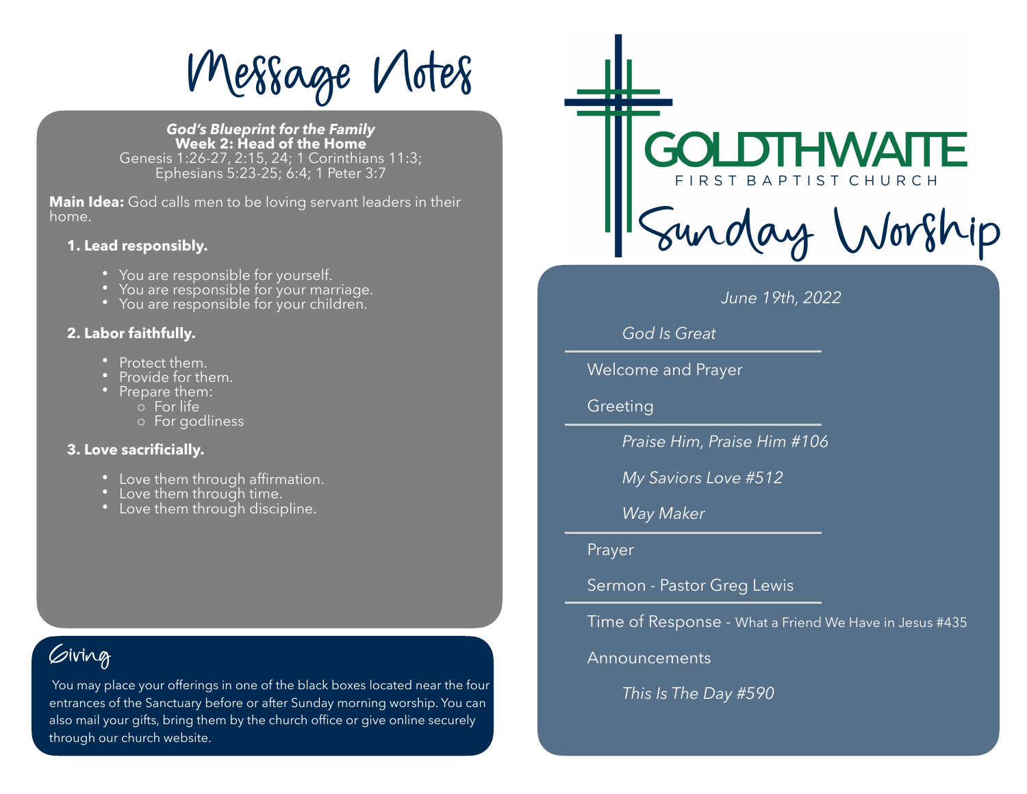# Message Notes

***God's Blueprint for the Family***
**Week 2: Head of the Home**
Genesis 1:26-27, 2:15, 24; 1 Corinthians 11:3; Ephesians 5:23-25; 6:4; 1 Peter 3:7

**Main Idea:** God calls men to be loving servant leaders in their home.

**1. Lead responsibly.**

- You are responsible for yourself.
- You are responsible for your marriage.
- You are responsible for your children.

**2. Labor faithfully.**

- Protect them.
- Provide for them.
- Prepare them:
  - For life
  - For godliness

**3. Love sacrificially.**

- Love them through affirmation.
- Love them through time.
- Love them through discipline.

## Giving

You may place your offerings in one of the black boxes located near the four entrances of the Sanctuary before or after Sunday morning worship. You can also mail your gifts, bring them by the church office or give online securely through our church website.

# GOLDTHWAITE
FIRST BAPTIST CHURCH

# Sunday Worship

*June 19th, 2022*

*God Is Great*

---

Welcome and Prayer

Greeting

---

*Praise Him, Praise Him #106*

*My Saviors Love #512*

*Way Maker*

---

Prayer

Sermon - Pastor Greg Lewis

---

Time of Response - What a Friend We Have in Jesus #435

Announcements

*This Is The Day #590*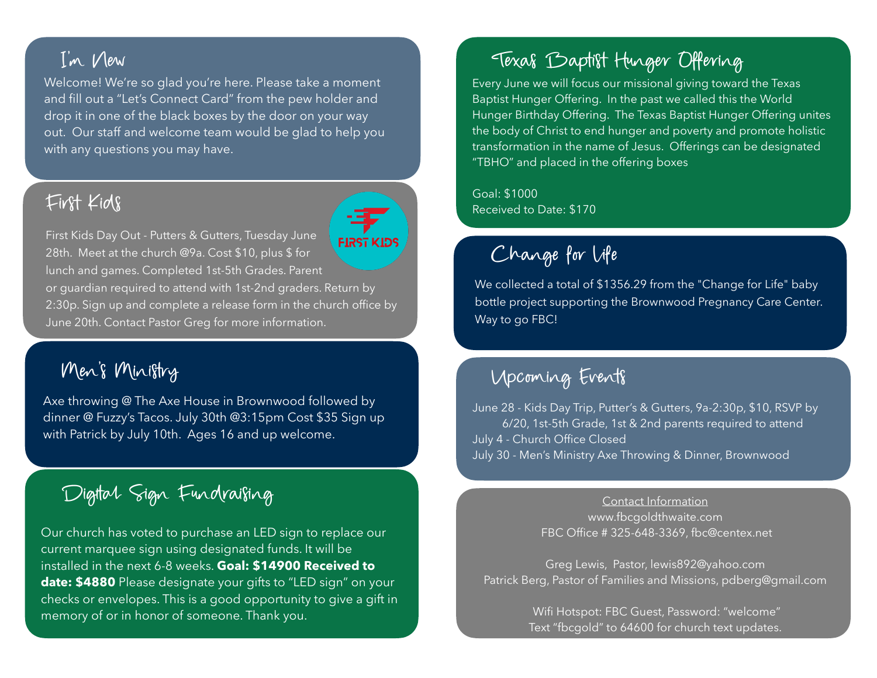## I'm New

Welcome! We're so glad you're here. Please take a moment and fill out a "Let's Connect Card" from the pew holder and drop it in one of the black boxes by the door on your way out. Our staff and welcome team would be glad to help you with any questions you may have.

## First Kids

First Kids Day Out - Putters & Gutters, Tuesday June 28th. Meet at the church @9a. Cost $10, plus $ for lunch and games. Completed 1st-5th Grades. Parent or guardian required to attend with 1st-2nd graders. Return by 2:30p. Sign up and complete a release form in the church office by June 20th. Contact Pastor Greg for more information.

## Men's Ministry

Axe throwing @ The Axe House in Brownwood followed by dinner @ Fuzzy's Tacos. July 30th @3:15pm Cost $35 Sign up with Patrick by July 10th. Ages 16 and up welcome.

## Digital Sign Fundraising

Our church has voted to purchase an LED sign to replace our current marquee sign using designated funds. It will be installed in the next 6-8 weeks. **Goal: $14900 Received to date: $4880** Please designate your gifts to "LED sign" on your checks or envelopes. This is a good opportunity to give a gift in memory of or in honor of someone. Thank you.

## Texas Baptist Hunger Offering

Every June we will focus our missional giving toward the Texas Baptist Hunger Offering. In the past we called this the World Hunger Birthday Offering. The Texas Baptist Hunger Offering unites the body of Christ to end hunger and poverty and promote holistic transformation in the name of Jesus. Offerings can be designated "TBHO" and placed in the offering boxes

Goal: $1000
Received to Date: $170

## Change for Life

We collected a total of $1356.29 from the "Change for Life" baby bottle project supporting the Brownwood Pregnancy Care Center. Way to go FBC!

## Upcoming Events

June 28 - Kids Day Trip, Putter's & Gutters, 9a-2:30p, $10, RSVP by 6/20, 1st-5th Grade, 1st & 2nd parents required to attend
July 4 - Church Office Closed
July 30 - Men's Ministry Axe Throwing & Dinner, Brownwood

Contact Information
www.fbcgoldthwaite.com
FBC Office # 325-648-3369, fbc@centex.net

Greg Lewis, Pastor, lewis892@yahoo.com
Patrick Berg, Pastor of Families and Missions, pdberg@gmail.com

Wifi Hotspot: FBC Guest, Password: "welcome"
Text "fbcgold" to 64600 for church text updates.